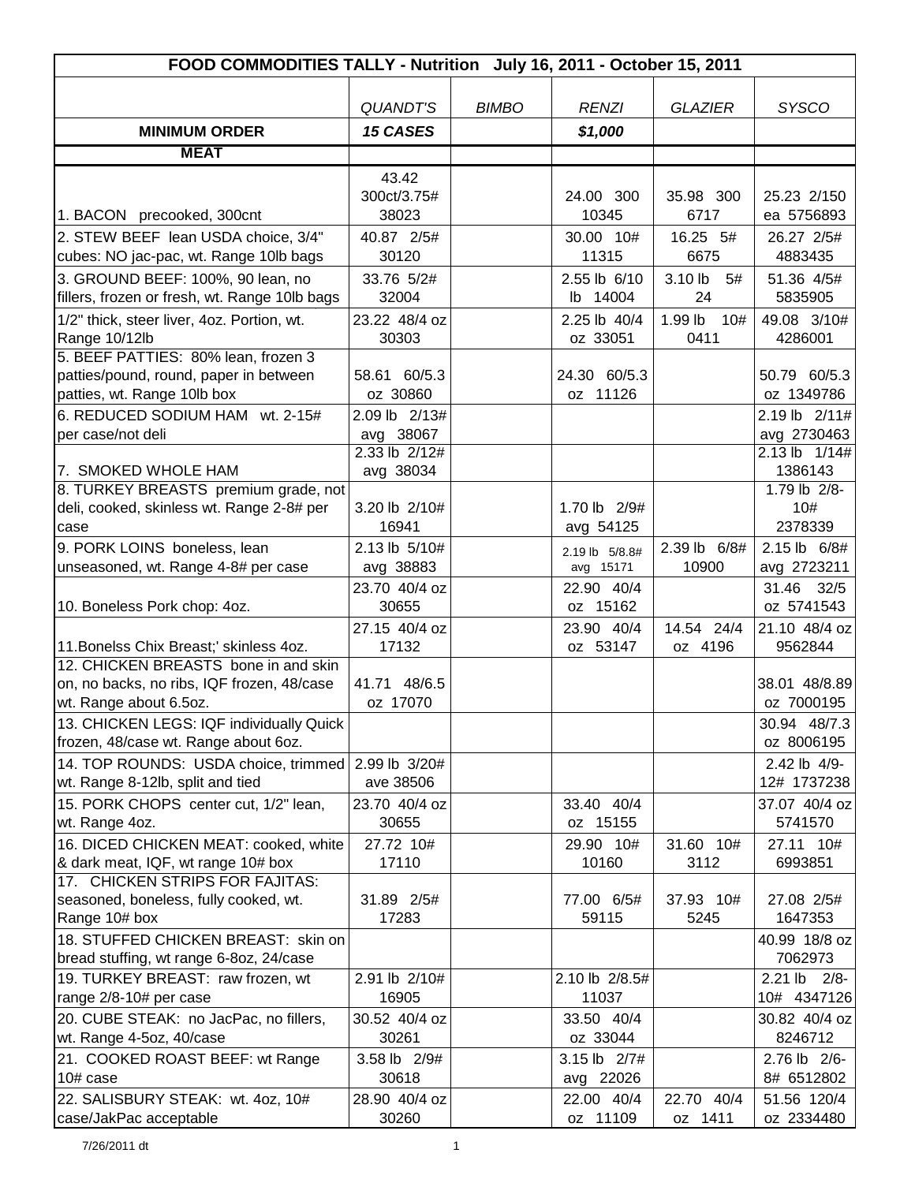| FOOD COMMODITIES TALLY - Nutrition July 16, 2011 - October 15, 2011 | | | | | |
|---|---|---|---|---|---|
| | *QUANDT'S* | *BIMBO* | *RENZI* | *GLAZIER* | *SYSCO* |
| **MINIMUM ORDER** | ***15 CASES*** | | ***$1,000*** | | |
| **MEAT** | | | | | |
| 1. BACON precooked, 300cnt | 43.42 300ct/3.75# 38023 | | 24.00 300 10345 | 35.98 300 6717 | 25.23 2/150 ea 5756893 |
| 2. STEW BEEF lean USDA choice, 3/4" cubes: NO jac-pac, wt. Range 10lb bags | 40.87 2/5# 30120 | | 30.00 10# 11315 | 16.25 5# 6675 | 26.27 2/5# 4883435 |
| 3. GROUND BEEF: 100%, 90 lean, no fillers, frozen or fresh, wt. Range 10lb bags | 33.76 5/2# 32004 | | 2.55 lb 6/10 lb 14004 | 3.10 lb 5# 24 | 51.36 4/5# 5835905 |
| 1/2" thick, steer liver, 4oz. Portion, wt. Range 10/12lb | 23.22 48/4 oz 30303 | | 2.25 lb 40/4 oz 33051 | 1.99 lb 10# 0411 | 49.08 3/10# 4286001 |
| 5. BEEF PATTIES: 80% lean, frozen 3 patties/pound, round, paper in between patties, wt. Range 10lb box | 58.61 60/5.3 oz 30860 | | 24.30 60/5.3 oz 11126 | | 50.79 60/5.3 oz 1349786 |
| 6. REDUCED SODIUM HAM wt. 2-15# per case/not deli | 2.09 lb 2/13# avg 38067 | | | | 2.19 lb 2/11# avg 2730463 |
| 7. SMOKED WHOLE HAM | 2.33 lb 2/12# avg 38034 | | | | 2.13 lb 1/14# 1386143 |
| 8. TURKEY BREASTS premium grade, not deli, cooked, skinless wt. Range 2-8# per case | 3.20 lb 2/10# 16941 | | 1.70 lb 2/9# avg 54125 | | 1.79 lb 2/8-10# 2378339 |
| 9. PORK LOINS boneless, lean unseasoned, wt. Range 4-8# per case | 2.13 lb 5/10# avg 38883 | | 2.19 lb 5/8.8# avg 15171 | 2.39 lb 6/8# 10900 | 2.15 lb 6/8# avg 2723211 |
| 10. Boneless Pork chop: 4oz. | 23.70 40/4 oz 30655 | | 22.90 40/4 oz 15162 | | 31.46 32/5 oz 5741543 |
| 11.Bonelss Chix Breast;' skinless 4oz. | 27.15 40/4 oz 17132 | | 23.90 40/4 oz 53147 | 14.54 24/4 oz 4196 | 21.10 48/4 oz 9562844 |
| 12. CHICKEN BREASTS bone in and skin on, no backs, no ribs, IQF frozen, 48/case wt. Range about 6.5oz. | 41.71 48/6.5 oz 17070 | | | | 38.01 48/8.89 oz 7000195 |
| 13. CHICKEN LEGS: IQF individually Quick frozen, 48/case wt. Range about 6oz. | | | | | 30.94 48/7.3 oz 8006195 |
| 14. TOP ROUNDS: USDA choice, trimmed wt. Range 8-12lb, split and tied | 2.99 lb 3/20# ave 38506 | | | | 2.42 lb 4/9-12# 1737238 |
| 15. PORK CHOPS center cut, 1/2" lean, wt. Range 4oz. | 23.70 40/4 oz 30655 | | 33.40 40/4 oz 15155 | | 37.07 40/4 oz 5741570 |
| 16. DICED CHICKEN MEAT: cooked, white & dark meat, IQF, wt range 10# box | 27.72 10# 17110 | | 29.90 10# 10160 | 31.60 10# 3112 | 27.11 10# 6993851 |
| 17. CHICKEN STRIPS FOR FAJITAS: seasoned, boneless, fully cooked, wt. Range 10# box | 31.89 2/5# 17283 | | 77.00 6/5# 59115 | 37.93 10# 5245 | 27.08 2/5# 1647353 |
| 18. STUFFED CHICKEN BREAST: skin on bread stuffing, wt range 6-8oz, 24/case | | | | | 40.99 18/8 oz 7062973 |
| 19. TURKEY BREAST: raw frozen, wt range 2/8-10# per case | 2.91 lb 2/10# 16905 | | 2.10 lb 2/8.5# 11037 | | 2.21 lb 2/8-10# 4347126 |
| 20. CUBE STEAK: no JacPac, no fillers, wt. Range 4-5oz, 40/case | 30.52 40/4 oz 30261 | | 33.50 40/4 oz 33044 | | 30.82 40/4 oz 8246712 |
| 21. COOKED ROAST BEEF: wt Range 10# case | 3.58 lb 2/9# 30618 | | 3.15 lb 2/7# avg 22026 | | 2.76 lb 2/6-8# 6512802 |
| 22. SALISBURY STEAK: wt. 4oz, 10# case/JakPac acceptable | 28.90 40/4 oz 30260 | | 22.00 40/4 oz 11109 | 22.70 40/4 oz 1411 | 51.56 120/4 oz 2334480 |

7/26/2011 dt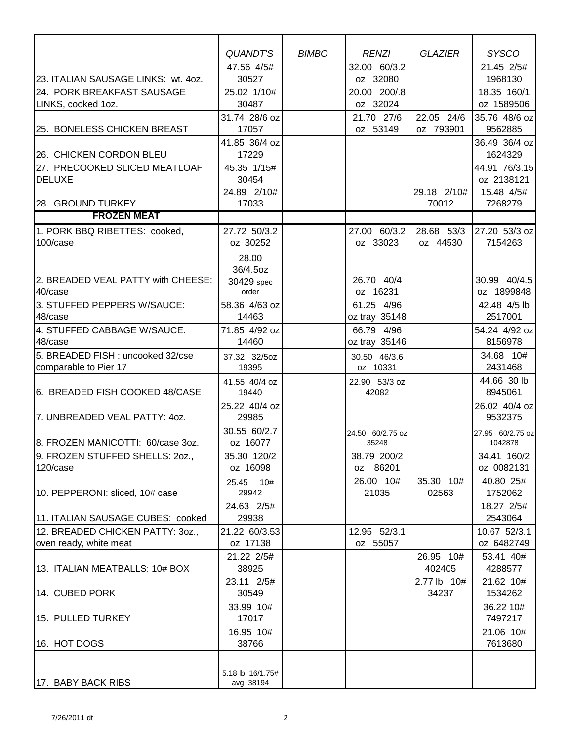| | QUANDT'S | BIMBO | RENZI | GLAZIER | SYSCO |
|---|---|---|---|---|---|
| 23. ITALIAN SAUSAGE LINKS: wt. 4oz. | 47.56 4/5# 30527 | | 32.00 60/3.2 oz 32080 | | 21.45 2/5# 1968130 |
| 24. PORK BREAKFAST SAUSAGE LINKS, cooked 1oz. | 25.02 1/10# 30487 | | 20.00 200/.8 oz 32024 | | 18.35 160/1 oz 1589506 |
| 25. BONELESS CHICKEN BREAST | 31.74 28/6 oz 17057 | | 21.70 27/6 oz 53149 | 22.05 24/6 oz 793901 | 35.76 48/6 oz 9562885 |
| 26. CHICKEN CORDON BLEU | 41.85 36/4 oz 17229 | | | | 36.49 36/4 oz 1624329 |
| 27. PRECOOKED SLICED MEATLOAF DELUXE | 45.35 1/15# 30454 | | | | 44.91 76/3.15 oz 2138121 |
| 28. GROUND TURKEY | 24.89 2/10# 17033 | | | 29.18 2/10# 70012 | 15.48 4/5# 7268279 |
| **FROZEN MEAT** | | | | | |
| 1. PORK BBQ RIBETTES: cooked, 100/case | 27.72 50/3.2 oz 30252 | | 27.00 60/3.2 oz 33023 | 28.68 53/3 oz 44530 | 27.20 53/3 oz 7154263 |
| 2. BREADED VEAL PATTY with CHEESE: 40/case | 28.00 36/4.5oz 30429 spec order | | 26.70 40/4 oz 16231 | | 30.99 40/4.5 oz 1899848 |
| 3. STUFFED PEPPERS W/SAUCE: 48/case | 58.36 4/63 oz 14463 | | 61.25 4/96 oz tray 35148 | | 42.48 4/5 lb 2517001 |
| 4. STUFFED CABBAGE W/SAUCE: 48/case | 71.85 4/92 oz 14460 | | 66.79 4/96 oz tray 35146 | | 54.24 4/92 oz 8156978 |
| 5. BREADED FISH : uncooked 32/cse comparable to Pier 17 | 37.32 32/5oz 19395 | | 30.50 46/3.6 oz 10331 | | 34.68 10# 2431468 |
| 6. BREADED FISH COOKED 48/CASE | 41.55 40/4 oz 19440 | | 22.90 53/3 oz 42082 | | 44.66 30 lb 8945061 |
| 7. UNBREADED VEAL PATTY: 4oz. | 25.22 40/4 oz 29985 | | | | 26.02 40/4 oz 9532375 |
| 8. FROZEN MANICOTTI: 60/case 3oz. | 30.55 60/2.7 oz 16077 | | 24.50 60/2.75 oz 35248 | | 27.95 60/2.75 oz 1042878 |
| 9. FROZEN STUFFED SHELLS: 2oz., 120/case | 35.30 120/2 oz 16098 | | 38.79 200/2 oz 86201 | | 34.41 160/2 oz 0082131 |
| 10. PEPPERONI: sliced, 10# case | 25.45 10# 29942 | | 26.00 10# 21035 | 35.30 10# 02563 | 40.80 25# 1752062 |
| 11. ITALIAN SAUSAGE CUBES: cooked | 24.63 2/5# 29938 | | | | 18.27 2/5# 2543064 |
| 12. BREADED CHICKEN PATTY: 3oz., oven ready, white meat | 21.22 60/3.53 oz 17138 | | 12.95 52/3.1 oz 55057 | | 10.67 52/3.1 oz 6482749 |
| 13. ITALIAN MEATBALLS: 10# BOX | 21.22 2/5# 38925 | | | 26.95 10# 402405 | 53.41 40# 4288577 |
| 14. CUBED PORK | 23.11 2/5# 30549 | | | 2.77 lb 10# 34237 | 21.62 10# 1534262 |
| 15. PULLED TURKEY | 33.99 10# 17017 | | | | 36.22 10# 7497217 |
| 16. HOT DOGS | 16.95 10# 38766 | | | | 21.06 10# 7613680 |
| 17. BABY BACK RIBS | 5.18 lb 16/1.75# avg 38194 | | | | |

7/26/2011 dt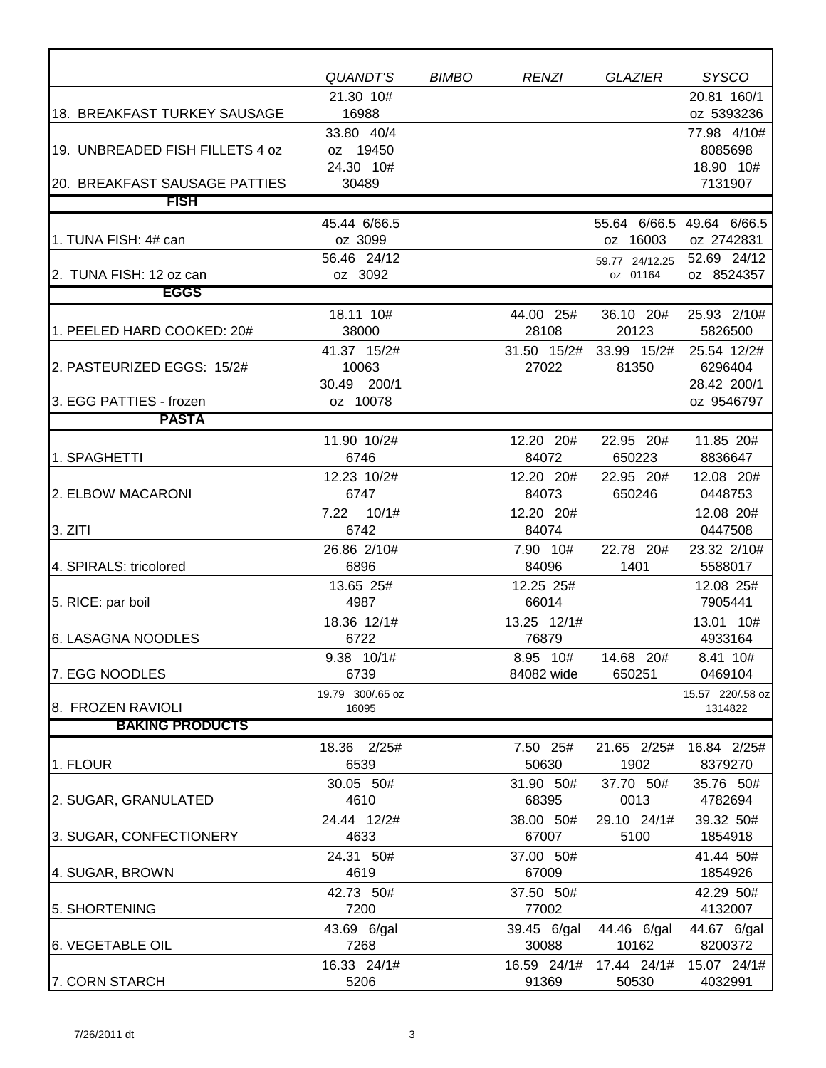| | QUANDT'S | BIMBO | RENZI | GLAZIER | SYSCO |
|---|---|---|---|---|---|
| 18. BREAKFAST TURKEY SAUSAGE | 21.30 10# 16988 | | | | 20.81 160/1 oz 5393236 |
| 19. UNBREADED FISH FILLETS 4 oz | 33.80 40/4 oz 19450 | | | | 77.98 4/10# 8085698 |
| 20. BREAKFAST SAUSAGE PATTIES | 24.30 10# 30489 | | | | 18.90 10# 7131907 |
| **FISH** | | | | | |
| 1. TUNA FISH: 4# can | 45.44 6/66.5 oz 3099 | | | 55.64 6/66.5 oz 16003 | 49.64 6/66.5 oz 2742831 |
| 2. TUNA FISH: 12 oz can | 56.46 24/12 oz 3092 | | | 59.77 24/12.25 oz 01164 | 52.69 24/12 oz 8524357 |
| **EGGS** | | | | | |
| 1. PEELED HARD COOKED: 20# | 18.11 10# 38000 | | 44.00 25# 28108 | 36.10 20# 20123 | 25.93 2/10# 5826500 |
| 2. PASTEURIZED EGGS: 15/2# | 41.37 15/2# 10063 | | 31.50 15/2# 27022 | 33.99 15/2# 81350 | 25.54 12/2# 6296404 |
| 3. EGG PATTIES - frozen | 30.49 200/1 oz 10078 | | | | 28.42 200/1 oz 9546797 |
| **PASTA** | | | | | |
| 1. SPAGHETTI | 11.90 10/2# 6746 | | 12.20 20# 84072 | 22.95 20# 650223 | 11.85 20# 8836647 |
| 2. ELBOW MACARONI | 12.23 10/2# 6747 | | 12.20 20# 84073 | 22.95 20# 650246 | 12.08 20# 0448753 |
| 3. ZITI | 7.22 10/1# 6742 | | 12.20 20# 84074 | | 12.08 20# 0447508 |
| 4. SPIRALS: tricolored | 26.86 2/10# 6896 | | 7.90 10# 84096 | 22.78 20# 1401 | 23.32 2/10# 5588017 |
| 5. RICE: par boil | 13.65 25# 4987 | | 12.25 25# 66014 | | 12.08 25# 7905441 |
| 6. LASAGNA NOODLES | 18.36 12/1# 6722 | | 13.25 12/1# 76879 | | 13.01 10# 4933164 |
| 7. EGG NOODLES | 9.38 10/1# 6739 | | 8.95 10# 84082 wide | 14.68 20# 650251 | 8.41 10# 0469104 |
| 8. FROZEN RAVIOLI | 19.79 300/.65 oz 16095 | | | | 15.57 220/.58 oz 1314822 |
| **BAKING PRODUCTS** | | | | | |
| 1. FLOUR | 18.36 2/25# 6539 | | 7.50 25# 50630 | 21.65 2/25# 1902 | 16.84 2/25# 8379270 |
| 2. SUGAR, GRANULATED | 30.05 50# 4610 | | 31.90 50# 68395 | 37.70 50# 0013 | 35.76 50# 4782694 |
| 3. SUGAR, CONFECTIONERY | 24.44 12/2# 4633 | | 38.00 50# 67007 | 29.10 24/1# 5100 | 39.32 50# 1854918 |
| 4. SUGAR, BROWN | 24.31 50# 4619 | | 37.00 50# 67009 | | 41.44 50# 1854926 |
| 5. SHORTENING | 42.73 50# 7200 | | 37.50 50# 77002 | | 42.29 50# 4132007 |
| 6. VEGETABLE OIL | 43.69 6/gal 7268 | | 39.45 6/gal 30088 | 44.46 6/gal 10162 | 44.67 6/gal 8200372 |
| 7. CORN STARCH | 16.33 24/1# 5206 | | 16.59 24/1# 91369 | 17.44 24/1# 50530 | 15.07 24/1# 4032991 |

7/26/2011 dt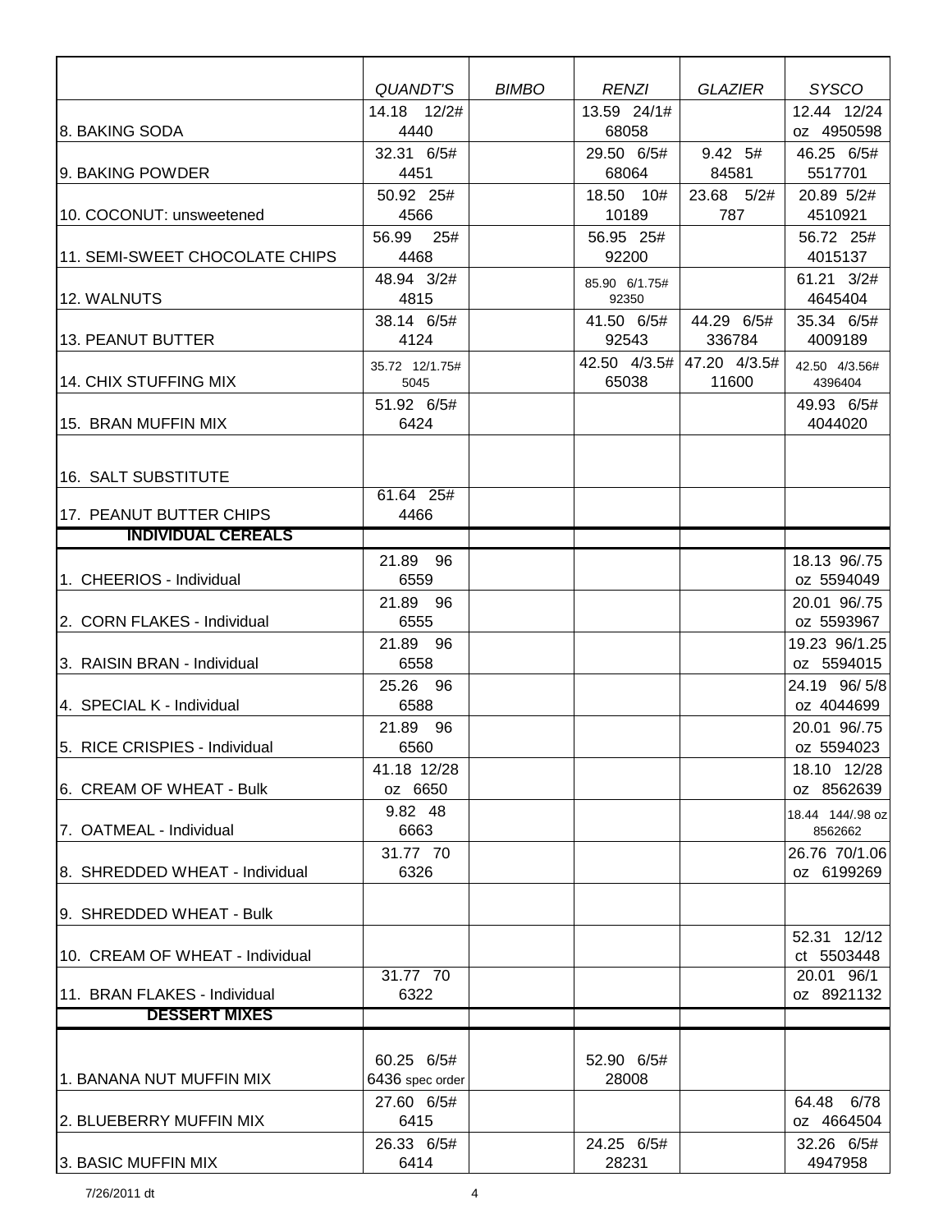| | QUANDT'S | BIMBO | RENZI | GLAZIER | SYSCO |
|---|---|---|---|---|---|
| 8. BAKING SODA | 14.18 12/2# 4440 | | 13.59 24/1# 68058 | | 12.44 12/24 oz 4950598 |
| 9. BAKING POWDER | 32.31 6/5# 4451 | | 29.50 6/5# 68064 | 9.42 5# 84581 | 46.25 6/5# 5517701 |
| 10. COCONUT: unsweetened | 50.92 25# 4566 | | 18.50 10# 10189 | 23.68 5/2# 787 | 20.89 5/2# 4510921 |
| 11. SEMI-SWEET CHOCOLATE CHIPS | 56.99 25# 4468 | | 56.95 25# 92200 | | 56.72 25# 4015137 |
| 12. WALNUTS | 48.94 3/2# 4815 | | 85.90 6/1.75# 92350 | | 61.21 3/2# 4645404 |
| 13. PEANUT BUTTER | 38.14 6/5# 4124 | | 41.50 6/5# 92543 | 44.29 6/5# 336784 | 35.34 6/5# 4009189 |
| 14. CHIX STUFFING MIX | 35.72 12/1.75# 5045 | | 42.50 4/3.5# 65038 | 47.20 4/3.5# 11600 | 42.50 4/3.56# 4396404 |
| 15. BRAN MUFFIN MIX | 51.92 6/5# 6424 | | | | 49.93 6/5# 4044020 |
| 16. SALT SUBSTITUTE | | | | | |
| 17. PEANUT BUTTER CHIPS | 61.64 25# 4466 | | | | |
| **INDIVIDUAL CEREALS** | | | | | |
| 1. CHEERIOS - Individual | 21.89 96 6559 | | | | 18.13 96/.75 oz 5594049 |
| 2. CORN FLAKES - Individual | 21.89 96 6555 | | | | 20.01 96/.75 oz 5593967 |
| 3. RAISIN BRAN - Individual | 21.89 96 6558 | | | | 19.23 96/1.25 oz 5594015 |
| 4. SPECIAL K - Individual | 25.26 96 6588 | | | | 24.19 96/ 5/8 oz 4044699 |
| 5. RICE CRISPIES - Individual | 21.89 96 6560 | | | | 20.01 96/.75 oz 5594023 |
| 6. CREAM OF WHEAT - Bulk | 41.18 12/28 oz 6650 | | | | 18.10 12/28 oz 8562639 |
| 7. OATMEAL - Individual | 9.82 48 6663 | | | | 18.44 144/.98 oz 8562662 |
| 8. SHREDDED WHEAT - Individual | 31.77 70 6326 | | | | 26.76 70/1.06 oz 6199269 |
| 9. SHREDDED WHEAT - Bulk | | | | | |
| 10. CREAM OF WHEAT - Individual | | | | | 52.31 12/12 ct 5503448 |
| 11. BRAN FLAKES - Individual | 31.77 70 6322 | | | | 20.01 96/1 oz 8921132 |
| **DESSERT MIXES** | | | | | |
| 1. BANANA NUT MUFFIN MIX | 60.25 6/5# 6436 spec order | | 52.90 6/5# 28008 | | |
| 2. BLUEBERRY MUFFIN MIX | 27.60 6/5# 6415 | | | | 64.48 6/78 oz 4664504 |
| 3. BASIC MUFFIN MIX | 26.33 6/5# 6414 | | 24.25 6/5# 28231 | | 32.26 6/5# 4947958 |

7/26/2011 dt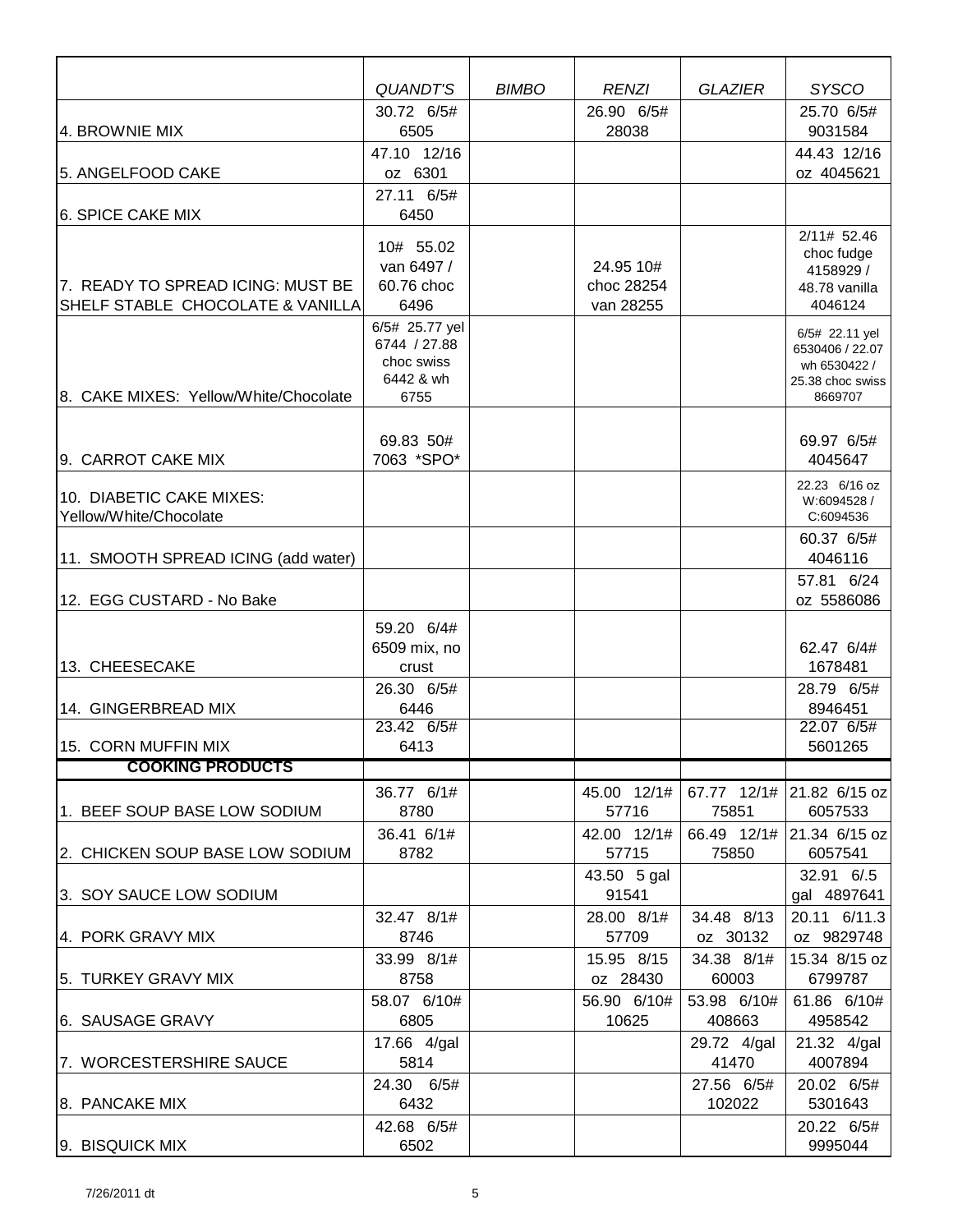| | QUANDT'S | BIMBO | RENZI | GLAZIER | SYSCO |
|---|---|---|---|---|---|
| 4. BROWNIE MIX | 30.72 6/5# 6505 | | 26.90 6/5# 28038 | | 25.70 6/5# 9031584 |
| 5. ANGELFOOD CAKE | 47.10 12/16 oz 6301 | | | | 44.43 12/16 oz 4045621 |
| 6. SPICE CAKE MIX | 27.11 6/5# 6450 | | | | |
| 7. READY TO SPREAD ICING: MUST BE SHELF STABLE CHOCOLATE & VANILLA | 10# 55.02 van 6497 / 60.76 choc 6496 | | 24.95 10# choc 28254 van 28255 | | 2/11# 52.46 choc fudge 4158929 / 48.78 vanilla 4046124 |
| 8. CAKE MIXES: Yellow/White/Chocolate | 6/5# 25.77 yel 6744 / 27.88 choc swiss 6442 & wh 6755 | | | | 6/5# 22.11 yel 6530406 / 22.07 wh 6530422 / 25.38 choc swiss 8669707 |
| 9. CARROT CAKE MIX | 69.83 50# 7063 *SPO* | | | | 69.97 6/5# 4045647 |
| 10. DIABETIC CAKE MIXES: Yellow/White/Chocolate | | | | | 22.23 6/16 oz W:6094528 / C:6094536 |
| 11. SMOOTH SPREAD ICING (add water) | | | | | 60.37 6/5# 4046116 |
| 12. EGG CUSTARD - No Bake | | | | | 57.81 6/24 oz 5586086 |
| 13. CHEESECAKE | 59.20 6/4# 6509 mix, no crust | | | | 62.47 6/4# 1678481 |
| 14. GINGERBREAD MIX | 26.30 6/5# 6446 | | | | 28.79 6/5# 8946451 |
| 15. CORN MUFFIN MIX | 23.42 6/5# 6413 | | | | 22.07 6/5# 5601265 |
| **COOKING PRODUCTS** | | | | | |
| 1. BEEF SOUP BASE LOW SODIUM | 36.77 6/1# 8780 | | 45.00 12/1# 57716 | 67.77 12/1# 75851 | 21.82 6/15 oz 6057533 |
| 2. CHICKEN SOUP BASE LOW SODIUM | 36.41 6/1# 8782 | | 42.00 12/1# 57715 | 66.49 12/1# 75850 | 21.34 6/15 oz 6057541 |
| 3. SOY SAUCE LOW SODIUM | | | 43.50 5 gal 91541 | | 32.91 6/.5 gal 4897641 |
| 4. PORK GRAVY MIX | 32.47 8/1# 8746 | | 28.00 8/1# 57709 | 34.48 8/13 oz 30132 | 20.11 6/11.3 oz 9829748 |
| 5. TURKEY GRAVY MIX | 33.99 8/1# 8758 | | 15.95 8/15 oz 28430 | 34.38 8/1# 60003 | 15.34 8/15 oz 6799787 |
| 6. SAUSAGE GRAVY | 58.07 6/10# 6805 | | 56.90 6/10# 10625 | 53.98 6/10# 408663 | 61.86 6/10# 4958542 |
| 7. WORCESTERSHIRE SAUCE | 17.66 4/gal 5814 | | | 29.72 4/gal 41470 | 21.32 4/gal 4007894 |
| 8. PANCAKE MIX | 24.30 6/5# 6432 | | | 27.56 6/5# 102022 | 20.02 6/5# 5301643 |
| 9. BISQUICK MIX | 42.68 6/5# 6502 | | | | 20.22 6/5# 9995044 |

7/26/2011 dt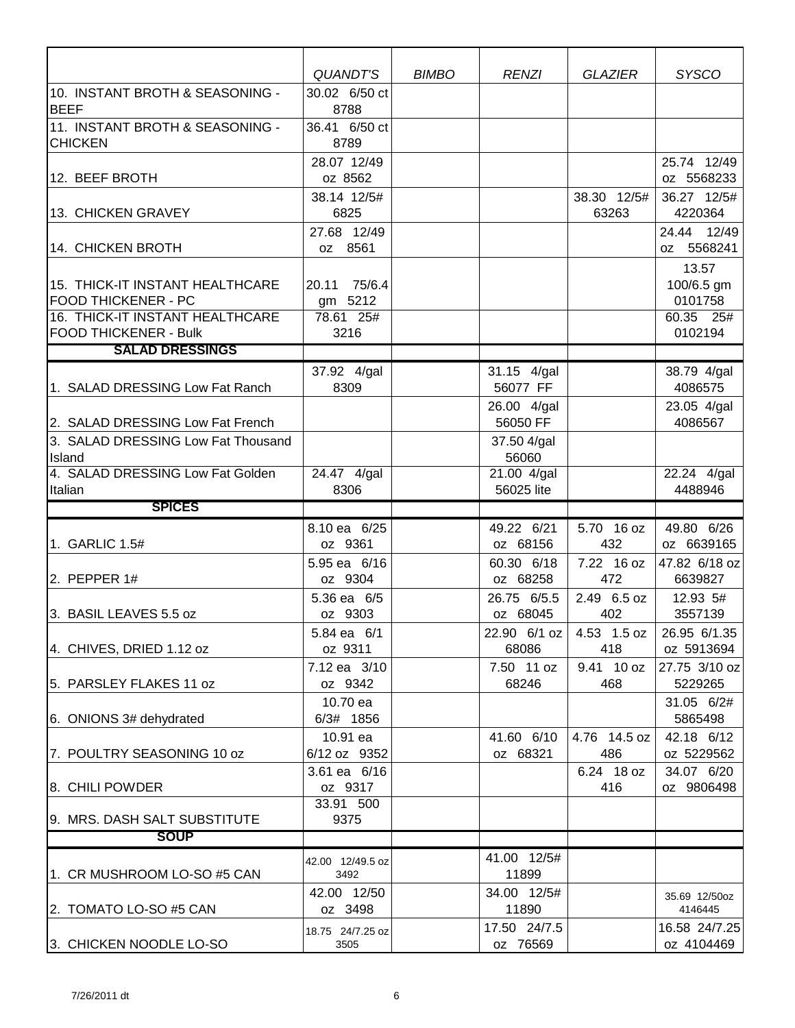| | QUANDT'S | BIMBO | RENZI | GLAZIER | SYSCO |
|---|---|---|---|---|---|
| 10. INSTANT BROTH & SEASONING - BEEF | 30.02 6/50 ct 8788 | | | | |
| 11. INSTANT BROTH & SEASONING - CHICKEN | 36.41 6/50 ct 8789 | | | | |
| 12. BEEF BROTH | 28.07 12/49 oz 8562 | | | | 25.74 12/49 oz 5568233 |
| 13. CHICKEN GRAVEY | 38.14 12/5# 6825 | | | 38.30 12/5# 63263 | 36.27 12/5# 4220364 |
| 14. CHICKEN BROTH | 27.68 12/49 oz 8561 | | | | 24.44 12/49 oz 5568241 |
| 15. THICK-IT INSTANT HEALTHCARE FOOD THICKENER - PC | 20.11 75/6.4 gm 5212 | | | | 13.57 100/6.5 gm 0101758 |
| 16. THICK-IT INSTANT HEALTHCARE FOOD THICKENER - Bulk | 78.61 25# 3216 | | | | 60.35 25# 0102194 |
| **SALAD DRESSINGS** | | | | | |
| 1. SALAD DRESSING Low Fat Ranch | 37.92 4/gal 8309 | | 31.15 4/gal 56077 FF | | 38.79 4/gal 4086575 |
| 2. SALAD DRESSING Low Fat French | | | 26.00 4/gal 56050 FF | | 23.05 4/gal 4086567 |
| 3. SALAD DRESSING Low Fat Thousand Island | | | 37.50 4/gal 56060 | | |
| 4. SALAD DRESSING Low Fat Golden Italian | 24.47 4/gal 8306 | | 21.00 4/gal 56025 lite | | 22.24 4/gal 4488946 |
| **SPICES** | | | | | |
| 1. GARLIC 1.5# | 8.10 ea 6/25 oz 9361 | | 49.22 6/21 oz 68156 | 5.70 16 oz 432 | 49.80 6/26 oz 6639165 |
| 2. PEPPER 1# | 5.95 ea 6/16 oz 9304 | | 60.30 6/18 oz 68258 | 7.22 16 oz 472 | 47.82 6/18 oz 6639827 |
| 3. BASIL LEAVES 5.5 oz | 5.36 ea 6/5 oz 9303 | | 26.75 6/5.5 oz 68045 | 2.49 6.5 oz 402 | 12.93 5# 3557139 |
| 4. CHIVES, DRIED 1.12 oz | 5.84 ea 6/1 oz 9311 | | 22.90 6/1 oz 68086 | 4.53 1.5 oz 418 | 26.95 6/1.35 oz 5913694 |
| 5. PARSLEY FLAKES 11 oz | 7.12 ea 3/10 oz 9342 | | 7.50 11 oz 68246 | 9.41 10 oz 468 | 27.75 3/10 oz 5229265 |
| 6. ONIONS 3# dehydrated | 10.70 ea 6/3# 1856 | | | | 31.05 6/2# 5865498 |
| 7. POULTRY SEASONING 10 oz | 10.91 ea 6/12 oz 9352 | | 41.60 6/10 oz 68321 | 4.76 14.5 oz 486 | 42.18 6/12 oz 5229562 |
| 8. CHILI POWDER | 3.61 ea 6/16 oz 9317 | | | 6.24 18 oz 416 | 34.07 6/20 oz 9806498 |
| 9. MRS. DASH SALT SUBSTITUTE | 33.91 500 9375 | | | | |
| **SOUP** | | | | | |
| 1. CR MUSHROOM LO-SO #5 CAN | 42.00 12/49.5 oz 3492 | | 41.00 12/5# 11899 | | |
| 2. TOMATO LO-SO #5 CAN | 42.00 12/50 oz 3498 | | 34.00 12/5# 11890 | | 35.69 12/50oz 4146445 |
| 3. CHICKEN NOODLE LO-SO | 18.75 24/7.25 oz 3505 | | 17.50 24/7.5 oz 76569 | | 16.58 24/7.25 oz 4104469 |

7/26/2011 dt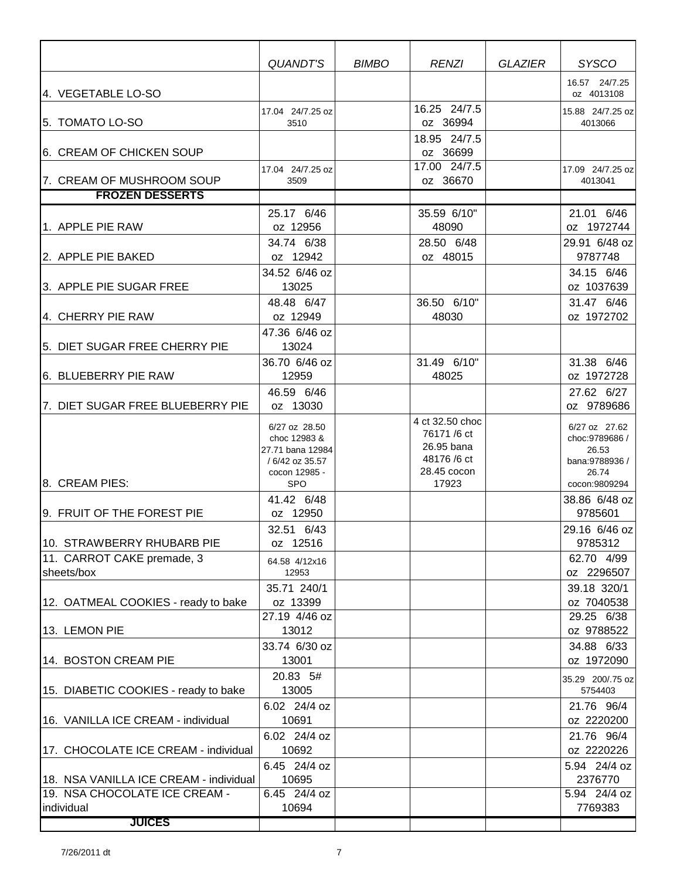| | QUANDT'S | BIMBO | RENZI | GLAZIER | SYSCO |
|---|---|---|---|---|---|
| 4. VEGETABLE LO-SO | | | | | 16.57 24/7.25 oz 4013108 |
| 5. TOMATO LO-SO | 17.04 24/7.25 oz 3510 | | 16.25 24/7.5 oz 36994 | | 15.88 24/7.25 oz 4013066 |
| 6. CREAM OF CHICKEN SOUP | | | 18.95 24/7.5 oz 36699 | | |
| 7. CREAM OF MUSHROOM SOUP | 17.04 24/7.25 oz 3509 | | 17.00 24/7.5 oz 36670 | | 17.09 24/7.25 oz 4013041 |
| **FROZEN DESSERTS** | | | | | |
| 1. APPLE PIE RAW | 25.17 6/46 oz 12956 | | 35.59 6/10" 48090 | | 21.01 6/46 oz 1972744 |
| 2. APPLE PIE BAKED | 34.74 6/38 oz 12942 | | 28.50 6/48 oz 48015 | | 29.91 6/48 oz 9787748 |
| 3. APPLE PIE SUGAR FREE | 34.52 6/46 oz 13025 | | | | 34.15 6/46 oz 1037639 |
| 4. CHERRY PIE RAW | 48.48 6/47 oz 12949 | | 36.50 6/10" 48030 | | 31.47 6/46 oz 1972702 |
| 5. DIET SUGAR FREE CHERRY PIE | 47.36 6/46 oz 13024 | | | | |
| 6. BLUEBERRY PIE RAW | 36.70 6/46 oz 12959 | | 31.49 6/10" 48025 | | 31.38 6/46 oz 1972728 |
| 7. DIET SUGAR FREE BLUEBERRY PIE | 46.59 6/46 oz 13030 | | | | 27.62 6/27 oz 9789686 |
| 8. CREAM PIES: | 6/27 oz 28.50 choc 12983 & 27.71 bana 12984 / 6/42 oz 35.57 cocon 12985 - SPO | | 4 ct 32.50 choc 76171 /6 ct 26.95 bana 48176 /6 ct 28.45 cocon 17923 | | 6/27 oz 27.62 choc:9789686 / 26.53 bana:9788936 / 26.74 cocon:9809294 |
| 9. FRUIT OF THE FOREST PIE | 41.42 6/48 oz 12950 | | | | 38.86 6/48 oz 9785601 |
| 10. STRAWBERRY RHUBARB PIE | 32.51 6/43 oz 12516 | | | | 29.16 6/46 oz 9785312 |
| 11. CARROT CAKE premade, 3 sheets/box | 64.58 4/12x16 12953 | | | | 62.70 4/99 oz 2296507 |
| 12. OATMEAL COOKIES - ready to bake | 35.71 240/1 oz 13399 | | | | 39.18 320/1 oz 7040538 |
| 13. LEMON PIE | 27.19 4/46 oz 13012 | | | | 29.25 6/38 oz 9788522 |
| 14. BOSTON CREAM PIE | 33.74 6/30 oz 13001 | | | | 34.88 6/33 oz 1972090 |
| 15. DIABETIC COOKIES - ready to bake | 20.83 5# 13005 | | | | 35.29 200/.75 oz 5754403 |
| 16. VANILLA ICE CREAM - individual | 6.02 24/4 oz 10691 | | | | 21.76 96/4 oz 2220200 |
| 17. CHOCOLATE ICE CREAM - individual | 6.02 24/4 oz 10692 | | | | 21.76 96/4 oz 2220226 |
| 18. NSA VANILLA ICE CREAM - individual | 6.45 24/4 oz 10695 | | | | 5.94 24/4 oz 2376770 |
| 19. NSA CHOCOLATE ICE CREAM - individual | 6.45 24/4 oz 10694 | | | | 5.94 24/4 oz 7769383 |
| **JUICES** | | | | | |

7/26/2011 dt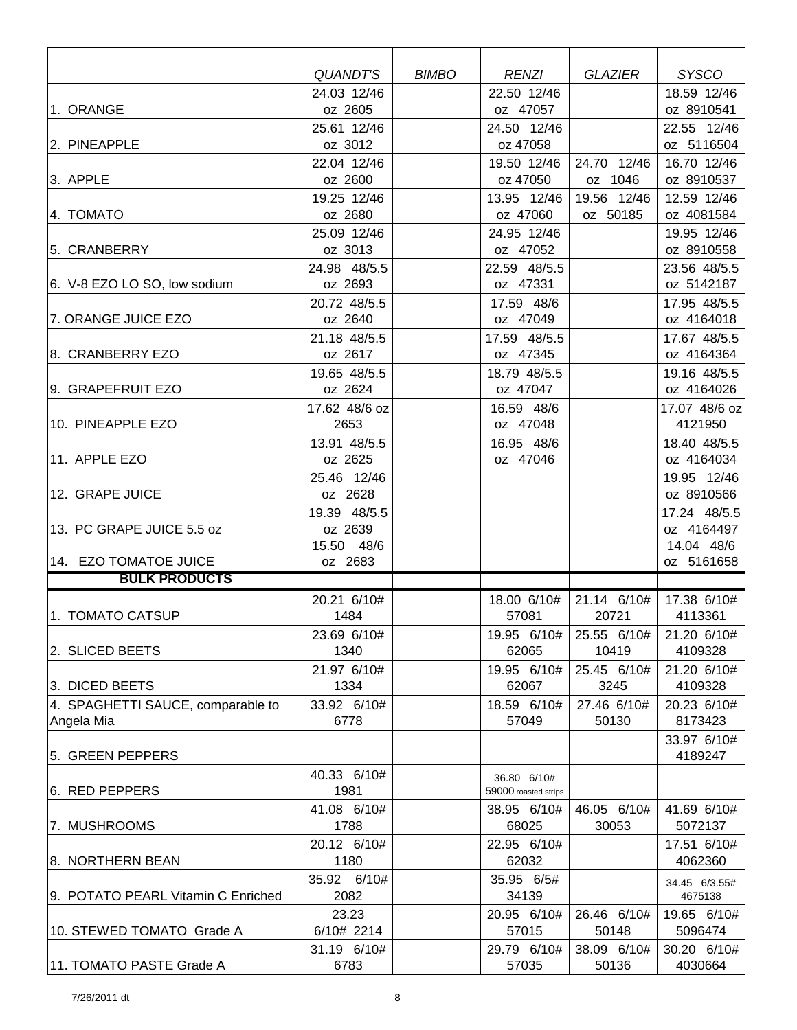| | QUANDT'S | BIMBO | RENZI | GLAZIER | SYSCO |
|---|---|---|---|---|---|
| 1. ORANGE | 24.03 12/46 oz 2605 | | 22.50 12/46 oz 47057 | | 18.59 12/46 oz 8910541 |
| 2. PINEAPPLE | 25.61 12/46 oz 3012 | | 24.50 12/46 oz 47058 | | 22.55 12/46 oz 5116504 |
| 3. APPLE | 22.04 12/46 oz 2600 | | 19.50 12/46 oz 47050 | 24.70 12/46 oz 1046 | 16.70 12/46 oz 8910537 |
| 4. TOMATO | 19.25 12/46 oz 2680 | | 13.95 12/46 oz 47060 | 19.56 12/46 oz 50185 | 12.59 12/46 oz 4081584 |
| 5. CRANBERRY | 25.09 12/46 oz 3013 | | 24.95 12/46 oz 47052 | | 19.95 12/46 oz 8910558 |
| 6. V-8 EZO LO SO, low sodium | 24.98 48/5.5 oz 2693 | | 22.59 48/5.5 oz 47331 | | 23.56 48/5.5 oz 5142187 |
| 7. ORANGE JUICE EZO | 20.72 48/5.5 oz 2640 | | 17.59 48/6 oz 47049 | | 17.95 48/5.5 oz 4164018 |
| 8. CRANBERRY EZO | 21.18 48/5.5 oz 2617 | | 17.59 48/5.5 oz 47345 | | 17.67 48/5.5 oz 4164364 |
| 9. GRAPEFRUIT EZO | 19.65 48/5.5 oz 2624 | | 18.79 48/5.5 oz 47047 | | 19.16 48/5.5 oz 4164026 |
| 10. PINEAPPLE EZO | 17.62 48/6 oz 2653 | | 16.59 48/6 oz 47048 | | 17.07 48/6 oz 4121950 |
| 11. APPLE EZO | 13.91 48/5.5 oz 2625 | | 16.95 48/6 oz 47046 | | 18.40 48/5.5 oz 4164034 |
| 12. GRAPE JUICE | 25.46 12/46 oz 2628 | | | | 19.95 12/46 oz 8910566 |
| 13. PC GRAPE JUICE 5.5 oz | 19.39 48/5.5 oz 2639 | | | | 17.24 48/5.5 oz 4164497 |
| 14. EZO TOMATOE JUICE | 15.50 48/6 oz 2683 | | | | 14.04 48/6 oz 5161658 |
| **BULK PRODUCTS** | | | | | |
| 1. TOMATO CATSUP | 20.21 6/10# 1484 | | 18.00 6/10# 57081 | 21.14 6/10# 20721 | 17.38 6/10# 4113361 |
| 2. SLICED BEETS | 23.69 6/10# 1340 | | 19.95 6/10# 62065 | 25.55 6/10# 10419 | 21.20 6/10# 4109328 |
| 3. DICED BEETS | 21.97 6/10# 1334 | | 19.95 6/10# 62067 | 25.45 6/10# 3245 | 21.20 6/10# 4109328 |
| 4. SPAGHETTI SAUCE, comparable to Angela Mia | 33.92 6/10# 6778 | | 18.59 6/10# 57049 | 27.46 6/10# 50130 | 20.23 6/10# 8173423 |
| 5. GREEN PEPPERS | | | | | 33.97 6/10# 4189247 |
| 6. RED PEPPERS | 40.33 6/10# 1981 | | 36.80 6/10# 59000 roasted strips | | |
| 7. MUSHROOMS | 41.08 6/10# 1788 | | 38.95 6/10# 68025 | 46.05 6/10# 30053 | 41.69 6/10# 5072137 |
| 8. NORTHERN BEAN | 20.12 6/10# 1180 | | 22.95 6/10# 62032 | | 17.51 6/10# 4062360 |
| 9. POTATO PEARL Vitamin C Enriched | 35.92 6/10# 2082 | | 35.95 6/5# 34139 | | 34.45 6/3.55# 4675138 |
| 10. STEWED TOMATO Grade A | 23.23 6/10# 2214 | | 20.95 6/10# 57015 | 26.46 6/10# 50148 | 19.65 6/10# 5096474 |
| 11. TOMATO PASTE Grade A | 31.19 6/10# 6783 | | 29.79 6/10# 57035 | 38.09 6/10# 50136 | 30.20 6/10# 4030664 |

7/26/2011 dt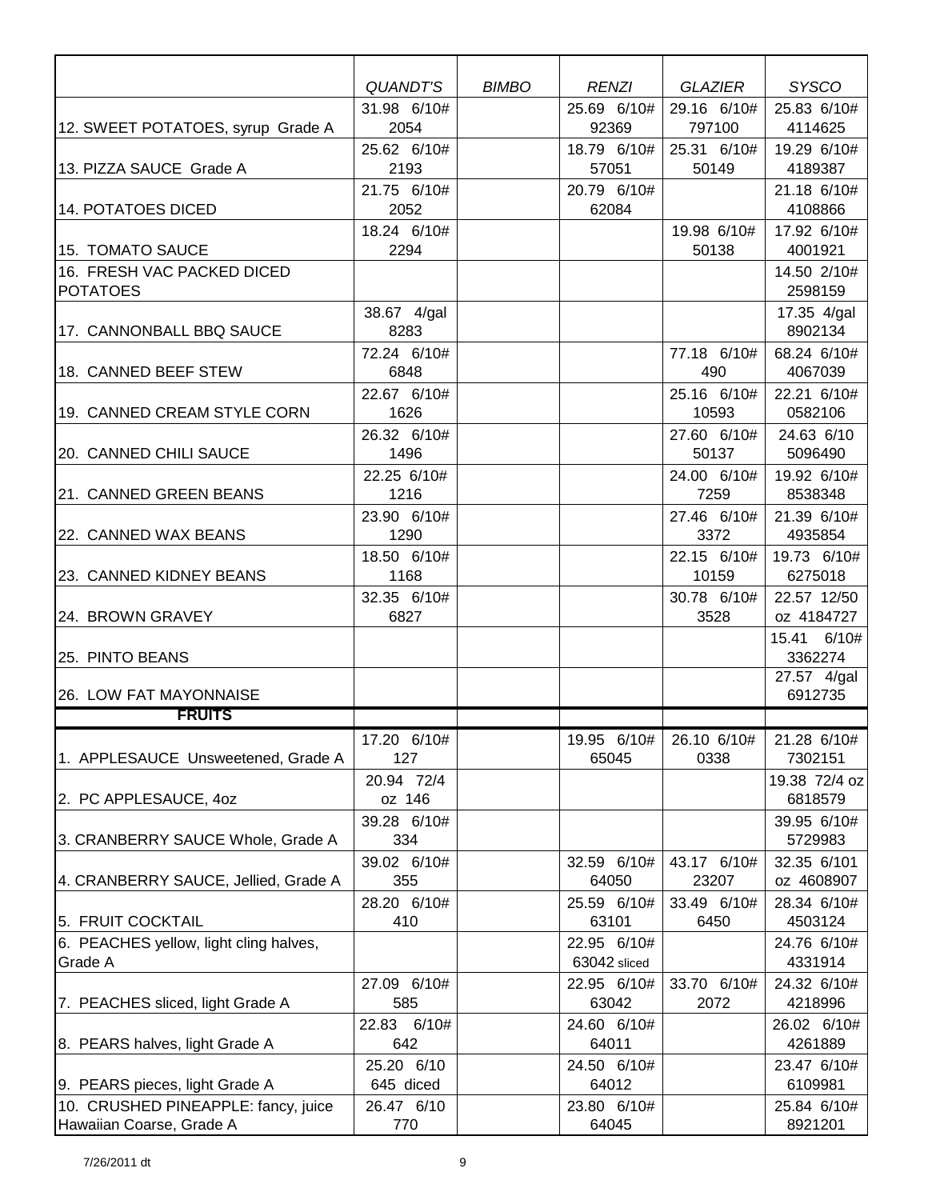| | QUANDT'S | BIMBO | RENZI | GLAZIER | SYSCO |
|---|---|---|---|---|---|
| 12. SWEET POTATOES, syrup Grade A | 31.98 6/10# 2054 | | 25.69 6/10# 92369 | 29.16 6/10# 797100 | 25.83 6/10# 4114625 |
| 13. PIZZA SAUCE Grade A | 25.62 6/10# 2193 | | 18.79 6/10# 57051 | 25.31 6/10# 50149 | 19.29 6/10# 4189387 |
| 14. POTATOES DICED | 21.75 6/10# 2052 | | 20.79 6/10# 62084 | | 21.18 6/10# 4108866 |
| 15. TOMATO SAUCE | 18.24 6/10# 2294 | | | 19.98 6/10# 50138 | 17.92 6/10# 4001921 |
| 16. FRESH VAC PACKED DICED POTATOES | | | | | 14.50 2/10# 2598159 |
| 17. CANNONBALL BBQ SAUCE | 38.67 4/gal 8283 | | | | 17.35 4/gal 8902134 |
| 18. CANNED BEEF STEW | 72.24 6/10# 6848 | | | 77.18 6/10# 490 | 68.24 6/10# 4067039 |
| 19. CANNED CREAM STYLE CORN | 22.67 6/10# 1626 | | | 25.16 6/10# 10593 | 22.21 6/10# 0582106 |
| 20. CANNED CHILI SAUCE | 26.32 6/10# 1496 | | | 27.60 6/10# 50137 | 24.63 6/10 5096490 |
| 21. CANNED GREEN BEANS | 22.25 6/10# 1216 | | | 24.00 6/10# 7259 | 19.92 6/10# 8538348 |
| 22. CANNED WAX BEANS | 23.90 6/10# 1290 | | | 27.46 6/10# 3372 | 21.39 6/10# 4935854 |
| 23. CANNED KIDNEY BEANS | 18.50 6/10# 1168 | | | 22.15 6/10# 10159 | 19.73 6/10# 6275018 |
| 24. BROWN GRAVEY | 32.35 6/10# 6827 | | | 30.78 6/10# 3528 | 22.57 12/50 oz 4184727 |
| 25. PINTO BEANS | | | | | 15.41 6/10# 3362274 |
| 26. LOW FAT MAYONNAISE | | | | | 27.57 4/gal 6912735 |
| **FRUITS** | | | | | |
| 1. APPLESAUCE Unsweetened, Grade A | 17.20 6/10# 127 | | 19.95 6/10# 65045 | 26.10 6/10# 0338 | 21.28 6/10# 7302151 |
| 2. PC APPLESAUCE, 4oz | 20.94 72/4 oz 146 | | | | 19.38 72/4 oz 6818579 |
| 3. CRANBERRY SAUCE Whole, Grade A | 39.28 6/10# 334 | | | | 39.95 6/10# 5729983 |
| 4. CRANBERRY SAUCE, Jellied, Grade A | 39.02 6/10# 355 | | 32.59 6/10# 64050 | 43.17 6/10# 23207 | 32.35 6/101 oz 4608907 |
| 5. FRUIT COCKTAIL | 28.20 6/10# 410 | | 25.59 6/10# 63101 | 33.49 6/10# 6450 | 28.34 6/10# 4503124 |
| 6. PEACHES yellow, light cling halves, Grade A | | | 22.95 6/10# 63042 sliced | | 24.76 6/10# 4331914 |
| 7. PEACHES sliced, light Grade A | 27.09 6/10# 585 | | 22.95 6/10# 63042 | 33.70 6/10# 2072 | 24.32 6/10# 4218996 |
| 8. PEARS halves, light Grade A | 22.83 6/10# 642 | | 24.60 6/10# 64011 | | 26.02 6/10# 4261889 |
| 9. PEARS pieces, light Grade A | 25.20 6/10 645 diced | | 24.50 6/10# 64012 | | 23.47 6/10# 6109981 |
| 10. CRUSHED PINEAPPLE: fancy, juice Hawaiian Coarse, Grade A | 26.47 6/10 770 | | 23.80 6/10# 64045 | | 25.84 6/10# 8921201 |

7/26/2011 dt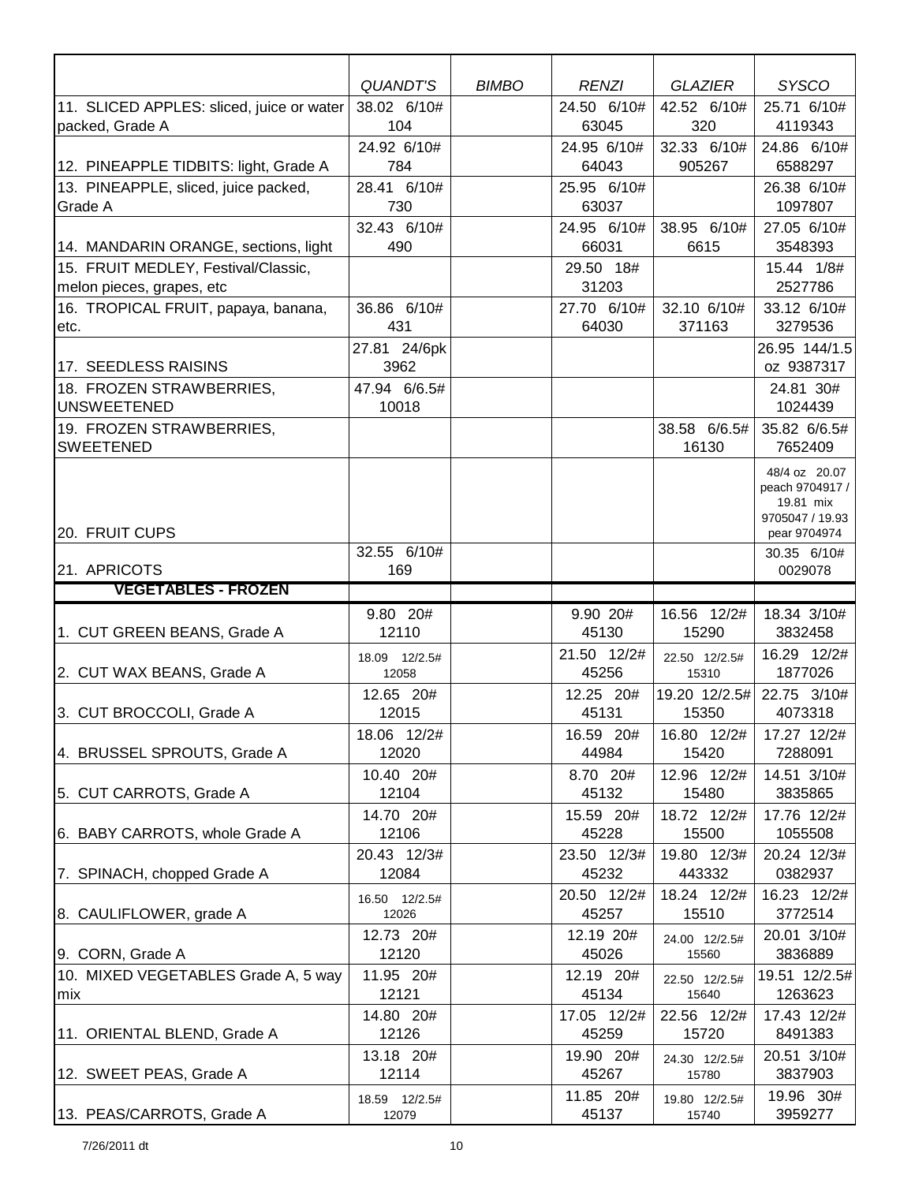| | QUANDT'S | BIMBO | RENZI | GLAZIER | SYSCO |
|---|---|---|---|---|---|
| 11. SLICED APPLES: sliced, juice or water packed, Grade A | 38.02 6/10# 104 | | 24.50 6/10# 63045 | 42.52 6/10# 320 | 25.71 6/10# 4119343 |
| 12. PINEAPPLE TIDBITS: light, Grade A | 24.92 6/10# 784 | | 24.95 6/10# 64043 | 32.33 6/10# 905267 | 24.86 6/10# 6588297 |
| 13. PINEAPPLE, sliced, juice packed, Grade A | 28.41 6/10# 730 | | 25.95 6/10# 63037 | | 26.38 6/10# 1097807 |
| 14. MANDARIN ORANGE, sections, light | 32.43 6/10# 490 | | 24.95 6/10# 66031 | 38.95 6/10# 6615 | 27.05 6/10# 3548393 |
| 15. FRUIT MEDLEY, Festival/Classic, melon pieces, grapes, etc | | | 29.50 18# 31203 | | 15.44 1/8# 2527786 |
| 16. TROPICAL FRUIT, papaya, banana, etc. | 36.86 6/10# 431 | | 27.70 6/10# 64030 | 32.10 6/10# 371163 | 33.12 6/10# 3279536 |
| 17. SEEDLESS RAISINS | 27.81 24/6pk 3962 | | | | 26.95 144/1.5 oz 9387317 |
| 18. FROZEN STRAWBERRIES, UNSWEETENED | 47.94 6/6.5# 10018 | | | | 24.81 30# 1024439 |
| 19. FROZEN STRAWBERRIES, SWEETENED | | | | 38.58 6/6.5# 16130 | 35.82 6/6.5# 7652409 |
| 20. FRUIT CUPS | | | | | 48/4 oz 20.07 peach 9704917 / 19.81 mix 9705047 / 19.93 pear 9704974 |
| 21. APRICOTS | 32.55 6/10# 169 | | | | 30.35 6/10# 0029078 |
| **VEGETABLES - FROZEN** | | | | | |
| 1. CUT GREEN BEANS, Grade A | 9.80 20# 12110 | | 9.90 20# 45130 | 16.56 12/2# 15290 | 18.34 3/10# 3832458 |
| 2. CUT WAX BEANS, Grade A | 18.09 12/2.5# 12058 | | 21.50 12/2# 45256 | 22.50 12/2.5# 15310 | 16.29 12/2# 1877026 |
| 3. CUT BROCCOLI, Grade A | 12.65 20# 12015 | | 12.25 20# 45131 | 19.20 12/2.5# 15350 | 22.75 3/10# 4073318 |
| 4. BRUSSEL SPROUTS, Grade A | 18.06 12/2# 12020 | | 16.59 20# 44984 | 16.80 12/2# 15420 | 17.27 12/2# 7288091 |
| 5. CUT CARROTS, Grade A | 10.40 20# 12104 | | 8.70 20# 45132 | 12.96 12/2# 15480 | 14.51 3/10# 3835865 |
| 6. BABY CARROTS, whole Grade A | 14.70 20# 12106 | | 15.59 20# 45228 | 18.72 12/2# 15500 | 17.76 12/2# 1055508 |
| 7. SPINACH, chopped Grade A | 20.43 12/3# 12084 | | 23.50 12/3# 45232 | 19.80 12/3# 443332 | 20.24 12/3# 0382937 |
| 8. CAULIFLOWER, grade A | 16.50 12/2.5# 12026 | | 20.50 12/2# 45257 | 18.24 12/2# 15510 | 16.23 12/2# 3772514 |
| 9. CORN, Grade A | 12.73 20# 12120 | | 12.19 20# 45026 | 24.00 12/2.5# 15560 | 20.01 3/10# 3836889 |
| 10. MIXED VEGETABLES Grade A, 5 way mix | 11.95 20# 12121 | | 12.19 20# 45134 | 22.50 12/2.5# 15640 | 19.51 12/2.5# 1263623 |
| 11. ORIENTAL BLEND, Grade A | 14.80 20# 12126 | | 17.05 12/2# 45259 | 22.56 12/2# 15720 | 17.43 12/2# 8491383 |
| 12. SWEET PEAS, Grade A | 13.18 20# 12114 | | 19.90 20# 45267 | 24.30 12/2.5# 15780 | 20.51 3/10# 3837903 |
| 13. PEAS/CARROTS, Grade A | 18.59 12/2.5# 12079 | | 11.85 20# 45137 | 19.80 12/2.5# 15740 | 19.96 30# 3959277 |

7/26/2011 dt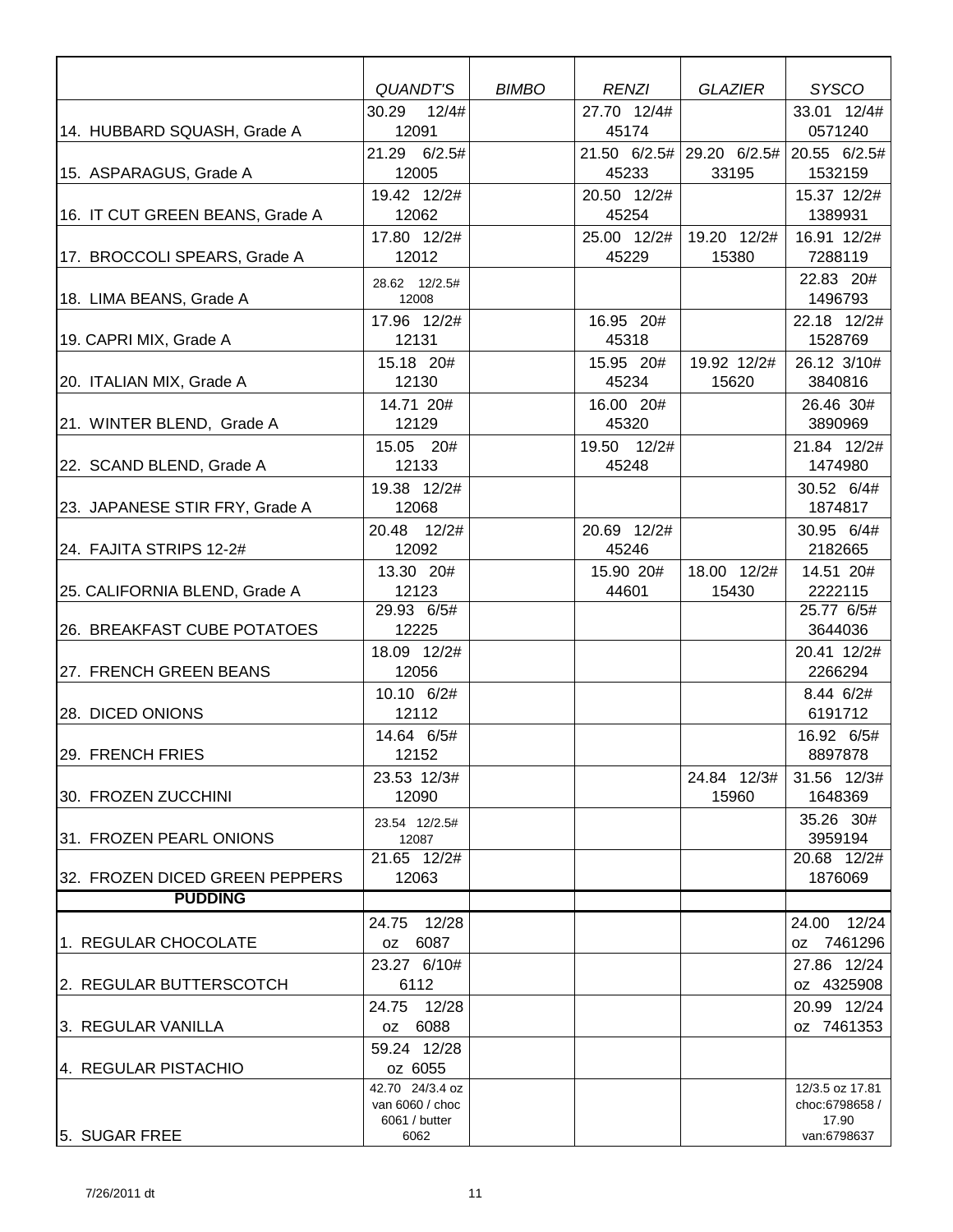| | QUANDT'S | BIMBO | RENZI | GLAZIER | SYSCO |
|---|---|---|---|---|---|
| 14. HUBBARD SQUASH, Grade A | 30.29 12/4# 12091 | | 27.70 12/4# 45174 | | 33.01 12/4# 0571240 |
| 15. ASPARAGUS, Grade A | 21.29 6/2.5# 12005 | | 21.50 6/2.5# 45233 | 29.20 6/2.5# 33195 | 20.55 6/2.5# 1532159 |
| 16. IT CUT GREEN BEANS, Grade A | 19.42 12/2# 12062 | | 20.50 12/2# 45254 | | 15.37 12/2# 1389931 |
| 17. BROCCOLI SPEARS, Grade A | 17.80 12/2# 12012 | | 25.00 12/2# 45229 | 19.20 12/2# 15380 | 16.91 12/2# 7288119 |
| 18. LIMA BEANS, Grade A | 28.62 12/2.5# 12008 | | | | 22.83 20# 1496793 |
| 19. CAPRI MIX, Grade A | 17.96 12/2# 12131 | | 16.95 20# 45318 | | 22.18 12/2# 1528769 |
| 20. ITALIAN MIX, Grade A | 15.18 20# 12130 | | 15.95 20# 45234 | 19.92 12/2# 15620 | 26.12 3/10# 3840816 |
| 21. WINTER BLEND, Grade A | 14.71 20# 12129 | | 16.00 20# 45320 | | 26.46 30# 3890969 |
| 22. SCAND BLEND, Grade A | 15.05 20# 12133 | | 19.50 12/2# 45248 | | 21.84 12/2# 1474980 |
| 23. JAPANESE STIR FRY, Grade A | 19.38 12/2# 12068 | | | | 30.52 6/4# 1874817 |
| 24. FAJITA STRIPS 12-2# | 20.48 12/2# 12092 | | 20.69 12/2# 45246 | | 30.95 6/4# 2182665 |
| 25. CALIFORNIA BLEND, Grade A | 13.30 20# 12123 | | 15.90 20# 44601 | 18.00 12/2# 15430 | 14.51 20# 2222115 |
| 26. BREAKFAST CUBE POTATOES | 29.93 6/5# 12225 | | | | 25.77 6/5# 3644036 |
| 27. FRENCH GREEN BEANS | 18.09 12/2# 12056 | | | | 20.41 12/2# 2266294 |
| 28. DICED ONIONS | 10.10 6/2# 12112 | | | | 8.44 6/2# 6191712 |
| 29. FRENCH FRIES | 14.64 6/5# 12152 | | | | 16.92 6/5# 8897878 |
| 30. FROZEN ZUCCHINI | 23.53 12/3# 12090 | | | 24.84 12/3# 15960 | 31.56 12/3# 1648369 |
| 31. FROZEN PEARL ONIONS | 23.54 12/2.5# 12087 | | | | 35.26 30# 3959194 |
| 32. FROZEN DICED GREEN PEPPERS | 21.65 12/2# 12063 | | | | 20.68 12/2# 1876069 |
| **PUDDING** | | | | | |
| 1. REGULAR CHOCOLATE | 24.75 12/28 oz 6087 | | | | 24.00 12/24 oz 7461296 |
| 2. REGULAR BUTTERSCOTCH | 23.27 6/10# 6112 | | | | 27.86 12/24 oz 4325908 |
| 3. REGULAR VANILLA | 24.75 12/28 oz 6088 | | | | 20.99 12/24 oz 7461353 |
| 4. REGULAR PISTACHIO | 59.24 12/28 oz 6055 | | | | |
| 5. SUGAR FREE | 42.70 24/3.4 oz van 6060 / choc 6061 / butter 6062 | | | | 12/3.5 oz 17.81 choc:6798658 / 17.90 van:6798637 |

7/26/2011 dt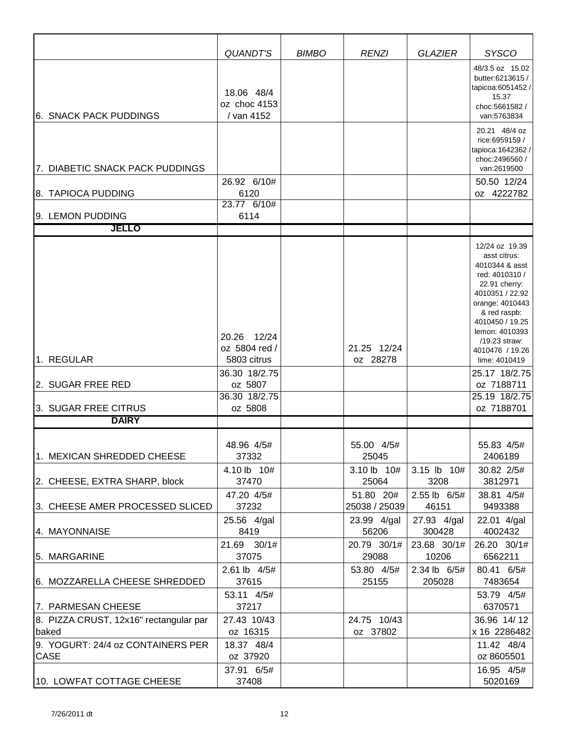| | QUANDT'S | BIMBO | RENZI | GLAZIER | SYSCO |
|---|---|---|---|---|---|
| 6. SNACK PACK PUDDINGS | 18.06 48/4 oz choc 4153 / van 4152 | | | | 48/3.5 oz 15.02 butter:6213615 / tapicoa:6051452 / 15.37 choc:5661582 / van:5763834 |
| 7. DIABETIC SNACK PACK PUDDINGS | | | | | 20.21 48/4 oz rice:6959159 / tapioca:1642362 / choc:2496560 / van:2619500 |
| 8. TAPIOCA PUDDING | 26.92 6/10# 6120 | | | | 50.50 12/24 oz 4222782 |
| 9. LEMON PUDDING | 23.77 6/10# 6114 | | | | |
| **JELLO** | | | | | |
| 1. REGULAR | 20.26 12/24 oz 5804 red / 5803 citrus | | 21.25 12/24 oz 28278 | | 12/24 oz 19.39 asst citrus: 4010344 & asst red: 4010310 / 22.91 cherry: 4010351 / 22.92 orange: 4010443 & red raspb: 4010450 / 19.25 lemon: 4010393 /19.23 straw: 4010476 / 19.26 lime: 4010419 |
| 2. SUGAR FREE RED | 36.30 18/2.75 oz 5807 | | | | 25.17 18/2.75 oz 7188711 |
| 3. SUGAR FREE CITRUS | 36.30 18/2.75 oz 5808 | | | | 25.19 18/2.75 oz 7188701 |
| **DAIRY** | | | | | |
| 1. MEXICAN SHREDDED CHEESE | 48.96 4/5# 37332 | | 55.00 4/5# 25045 | | 55.83 4/5# 2406189 |
| 2. CHEESE, EXTRA SHARP, block | 4.10 lb 10# 37470 | | 3.10 lb 10# 25064 | 3.15 lb 10# 3208 | 30.82 2/5# 3812971 |
| 3. CHEESE AMER PROCESSED SLICED | 47.20 4/5# 37232 | | 51.80 20# 25038 / 25039 | 2.55 lb 6/5# 46151 | 38.81 4/5# 9493388 |
| 4. MAYONNAISE | 25.56 4/gal 8419 | | 23.99 4/gal 56206 | 27.93 4/gal 300428 | 22.01 4/gal 4002432 |
| 5. MARGARINE | 21.69 30/1# 37075 | | 20.79 30/1# 29088 | 23.68 30/1# 10206 | 26.20 30/1# 6562211 |
| 6. MOZZARELLA CHEESE SHREDDED | 2.61 lb 4/5# 37615 | | 53.80 4/5# 25155 | 2.34 lb 6/5# 205028 | 80.41 6/5# 7483654 |
| 7. PARMESAN CHEESE | 53.11 4/5# 37217 | | | | 53.79 4/5# 6370571 |
| 8. PIZZA CRUST, 12x16" rectangular par baked | 27.43 10/43 oz 16315 | | 24.75 10/43 oz 37802 | | 36.96 14/ 12 x 16 2286482 |
| 9. YOGURT: 24/4 oz CONTAINERS PER CASE | 18.37 48/4 oz 37920 | | | | 11.42 48/4 oz 8605501 |
| 10. LOWFAT COTTAGE CHEESE | 37.91 6/5# 37408 | | | | 16.95 4/5# 5020169 |

7/26/2011 dt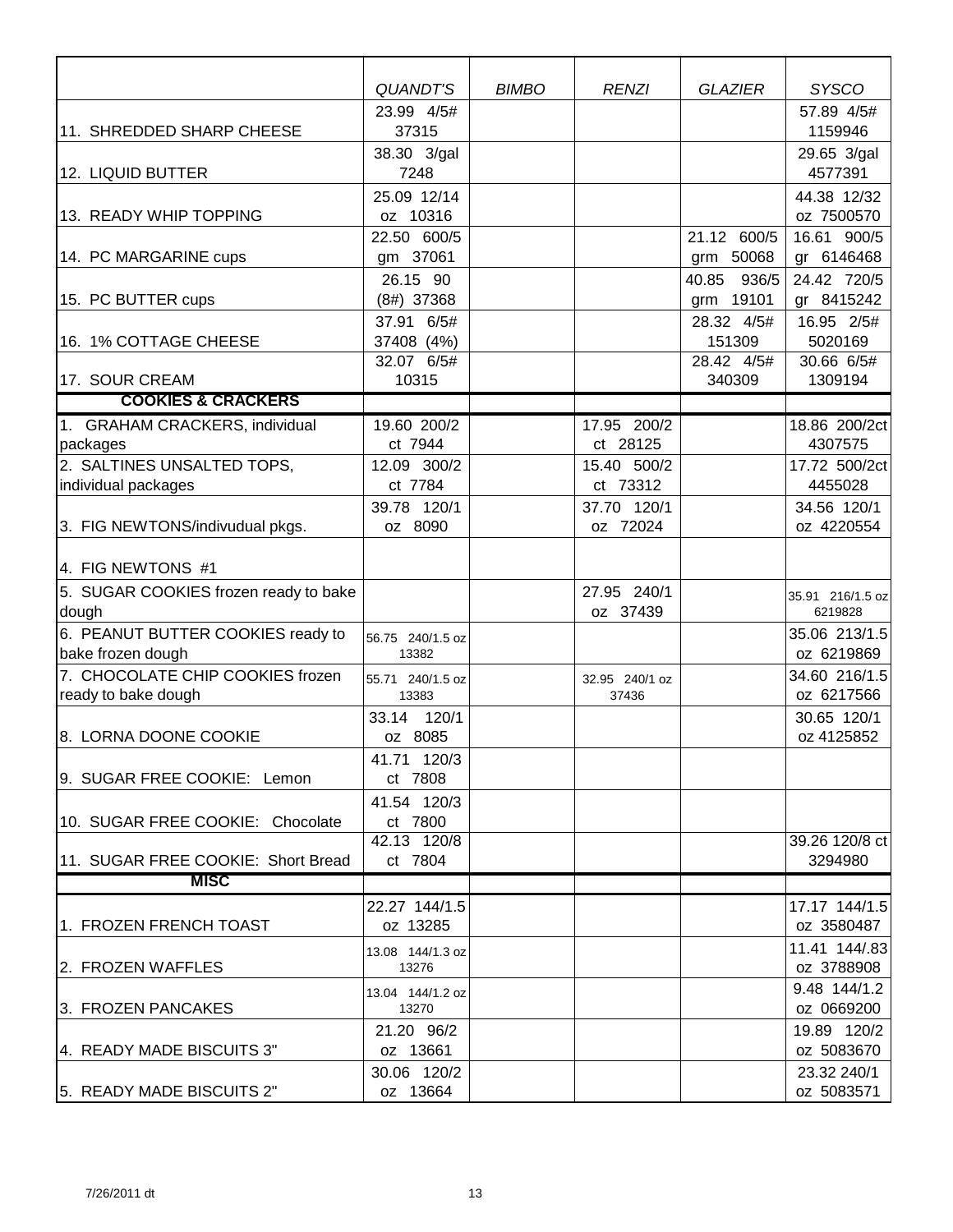| | QUANDT'S | BIMBO | RENZI | GLAZIER | SYSCO |
|---|---|---|---|---|---|
| 11. SHREDDED SHARP CHEESE | 23.99 4/5# 37315 | | | | 57.89 4/5# 1159946 |
| 12. LIQUID BUTTER | 38.30 3/gal 7248 | | | | 29.65 3/gal 4577391 |
| 13. READY WHIP TOPPING | 25.09 12/14 oz 10316 | | | | 44.38 12/32 oz 7500570 |
| 14. PC MARGARINE cups | 22.50 600/5 gm 37061 | | | 21.12 600/5 grm 50068 | 16.61 900/5 gr 6146468 |
| 15. PC BUTTER cups | 26.15 90 (8#) 37368 | | | 40.85 936/5 grm 19101 | 24.42 720/5 gr 8415242 |
| 16. 1% COTTAGE CHEESE | 37.91 6/5# 37408 (4%) | | | 28.32 4/5# 151309 | 16.95 2/5# 5020169 |
| 17. SOUR CREAM | 32.07 6/5# 10315 | | | 28.42 4/5# 340309 | 30.66 6/5# 1309194 |
| **COOKIES & CRACKERS** | | | | | |
| 1. GRAHAM CRACKERS, individual packages | 19.60 200/2 ct 7944 | | 17.95 200/2 ct 28125 | | 18.86 200/2ct 4307575 |
| 2. SALTINES UNSALTED TOPS, individual packages | 12.09 300/2 ct 7784 | | 15.40 500/2 ct 73312 | | 17.72 500/2ct 4455028 |
| 3. FIG NEWTONS/indivudual pkgs. | 39.78 120/1 oz 8090 | | 37.70 120/1 oz 72024 | | 34.56 120/1 oz 4220554 |
| 4. FIG NEWTONS #1 | | | | | |
| 5. SUGAR COOKIES frozen ready to bake dough | | | 27.95 240/1 oz 37439 | | 35.91 216/1.5 oz 6219828 |
| 6. PEANUT BUTTER COOKIES ready to bake frozen dough | 56.75 240/1.5 oz 13382 | | | | 35.06 213/1.5 oz 6219869 |
| 7. CHOCOLATE CHIP COOKIES frozen ready to bake dough | 55.71 240/1.5 oz 13383 | | 32.95 240/1 oz 37436 | | 34.60 216/1.5 oz 6217566 |
| 8. LORNA DOONE COOKIE | 33.14 120/1 oz 8085 | | | | 30.65 120/1 oz 4125852 |
| 9. SUGAR FREE COOKIE: Lemon | 41.71 120/3 ct 7808 | | | | |
| 10. SUGAR FREE COOKIE: Chocolate | 41.54 120/3 ct 7800 | | | | |
| 11. SUGAR FREE COOKIE: Short Bread | 42.13 120/8 ct 7804 | | | | 39.26 120/8 ct 3294980 |
| **MISC** | | | | | |
| 1. FROZEN FRENCH TOAST | 22.27 144/1.5 oz 13285 | | | | 17.17 144/1.5 oz 3580487 |
| 2. FROZEN WAFFLES | 13.08 144/1.3 oz 13276 | | | | 11.41 144/.83 oz 3788908 |
| 3. FROZEN PANCAKES | 13.04 144/1.2 oz 13270 | | | | 9.48 144/1.2 oz 0669200 |
| 4. READY MADE BISCUITS 3" | 21.20 96/2 oz 13661 | | | | 19.89 120/2 oz 5083670 |
| 5. READY MADE BISCUITS 2" | 30.06 120/2 oz 13664 | | | | 23.32 240/1 oz 5083571 |

7/26/2011 dt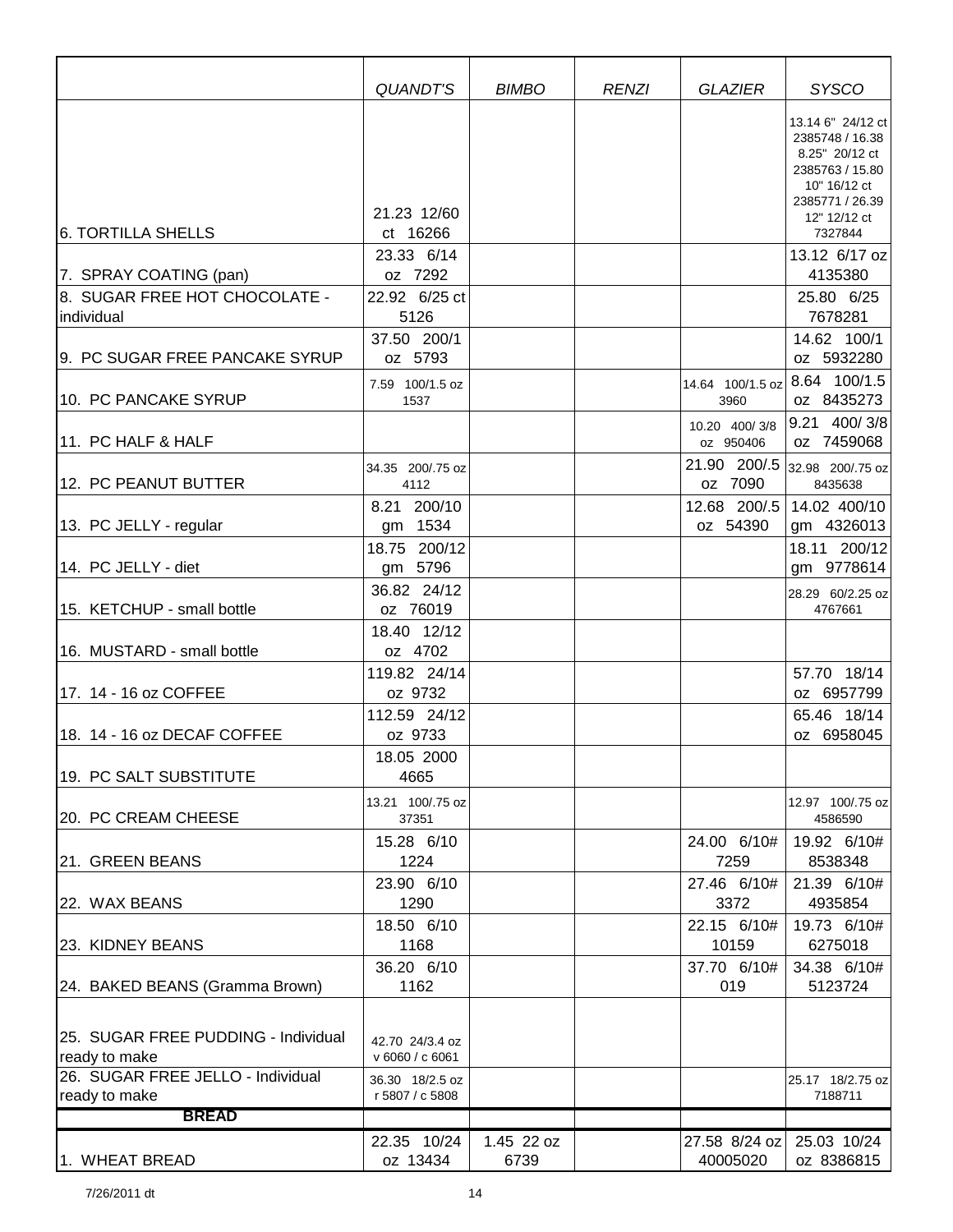| | *QUANDT'S* | *BIMBO* | *RENZI* | *GLAZIER* | *SYSCO* |
|---|---|---|---|---|---|
| 6. TORTILLA SHELLS | 21.23 12/60 ct 16266 | | | | 13.14 6" 24/12 ct 2385748 / 16.38 8.25" 20/12 ct 2385763 / 15.80 10" 16/12 ct 2385771 / 26.39 12" 12/12 ct 7327844 |
| 7. SPRAY COATING (pan) | 23.33 6/14 oz 7292 | | | | 13.12 6/17 oz 4135380 |
| 8. SUGAR FREE HOT CHOCOLATE - individual | 22.92 6/25 ct 5126 | | | | 25.80 6/25 7678281 |
| 9. PC SUGAR FREE PANCAKE SYRUP | 37.50 200/1 oz 5793 | | | | 14.62 100/1 oz 5932280 |
| 10. PC PANCAKE SYRUP | 7.59 100/1.5 oz 1537 | | | 14.64 100/1.5 oz 3960 | 8.64 100/1.5 oz 8435273 |
| 11. PC HALF & HALF | | | | 10.20 400/ 3/8 oz 950406 | 9.21 400/ 3/8 oz 7459068 |
| 12. PC PEANUT BUTTER | 34.35 200/.75 oz 4112 | | | 21.90 200/.5 oz 7090 | 32.98 200/.75 oz 8435638 |
| 13. PC JELLY - regular | 8.21 200/10 gm 1534 | | | 12.68 200/.5 oz 54390 | 14.02 400/10 gm 4326013 |
| 14. PC JELLY - diet | 18.75 200/12 gm 5796 | | | | 18.11 200/12 gm 9778614 |
| 15. KETCHUP - small bottle | 36.82 24/12 oz 76019 | | | | 28.29 60/2.25 oz 4767661 |
| 16. MUSTARD - small bottle | 18.40 12/12 oz 4702 | | | | |
| 17. 14 - 16 oz COFFEE | 119.82 24/14 oz 9732 | | | | 57.70 18/14 oz 6957799 |
| 18. 14 - 16 oz DECAF COFFEE | 112.59 24/12 oz 9733 | | | | 65.46 18/14 oz 6958045 |
| 19. PC SALT SUBSTITUTE | 18.05 2000 4665 | | | | |
| 20. PC CREAM CHEESE | 13.21 100/.75 oz 37351 | | | | 12.97 100/.75 oz 4586590 |
| 21. GREEN BEANS | 15.28 6/10 1224 | | | 24.00 6/10# 7259 | 19.92 6/10# 8538348 |
| 22. WAX BEANS | 23.90 6/10 1290 | | | 27.46 6/10# 3372 | 21.39 6/10# 4935854 |
| 23. KIDNEY BEANS | 18.50 6/10 1168 | | | 22.15 6/10# 10159 | 19.73 6/10# 6275018 |
| 24. BAKED BEANS (Gramma Brown) | 36.20 6/10 1162 | | | 37.70 6/10# 019 | 34.38 6/10# 5123724 |
| 25. SUGAR FREE PUDDING - Individual ready to make | 42.70 24/3.4 oz v 6060 / c 6061 | | | | |
| 26. SUGAR FREE JELLO - Individual ready to make | 36.30 18/2.5 oz r 5807 / c 5808 | | | | 25.17 18/2.75 oz 7188711 |
| **BREAD** | | | | | |
| 1. WHEAT BREAD | 22.35 10/24 oz 13434 | 1.45 22 oz 6739 | | 27.58 8/24 oz 40005020 | 25.03 10/24 oz 8386815 |

7/26/2011 dt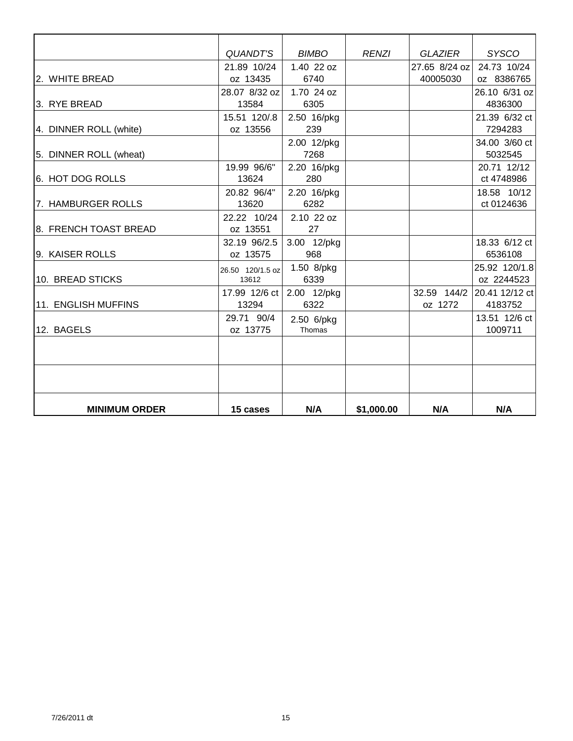| | QUANDT'S | BIMBO | RENZI | GLAZIER | SYSCO |
|---|---|---|---|---|---|
| 2. WHITE BREAD | 21.89 10/24 oz 13435 | 1.40 22 oz 6740 | | 27.65 8/24 oz 40005030 | 24.73 10/24 oz 8386765 |
| 3. RYE BREAD | 28.07 8/32 oz 13584 | 1.70 24 oz 6305 | | | 26.10 6/31 oz 4836300 |
| 4. DINNER ROLL (white) | 15.51 120/.8 oz 13556 | 2.50 16/pkg 239 | | | 21.39 6/32 ct 7294283 |
| 5. DINNER ROLL (wheat) | | 2.00 12/pkg 7268 | | | 34.00 3/60 ct 5032545 |
| 6. HOT DOG ROLLS | 19.99 96/6" 13624 | 2.20 16/pkg 280 | | | 20.71 12/12 ct 4748986 |
| 7. HAMBURGER ROLLS | 20.82 96/4" 13620 | 2.20 16/pkg 6282 | | | 18.58 10/12 ct 0124636 |
| 8. FRENCH TOAST BREAD | 22.22 10/24 oz 13551 | 2.10 22 oz 27 | | | |
| 9. KAISER ROLLS | 32.19 96/2.5 oz 13575 | 3.00 12/pkg 968 | | | 18.33 6/12 ct 6536108 |
| 10. BREAD STICKS | 26.50 120/1.5 oz 13612 | 1.50 8/pkg 6339 | | | 25.92 120/1.8 oz 2244523 |
| 11. ENGLISH MUFFINS | 17.99 12/6 ct 13294 | 2.00 12/pkg 6322 | | 32.59 144/2 oz 1272 | 20.41 12/12 ct 4183752 |
| 12. BAGELS | 29.71 90/4 oz 13775 | 2.50 6/pkg Thomas | | | 13.51 12/6 ct 1009711 |
| | | | | | |
| | | | | | |
| **MINIMUM ORDER** | **15 cases** | **N/A** | **$1,000.00** | **N/A** | **N/A** |

7/26/2011 dt